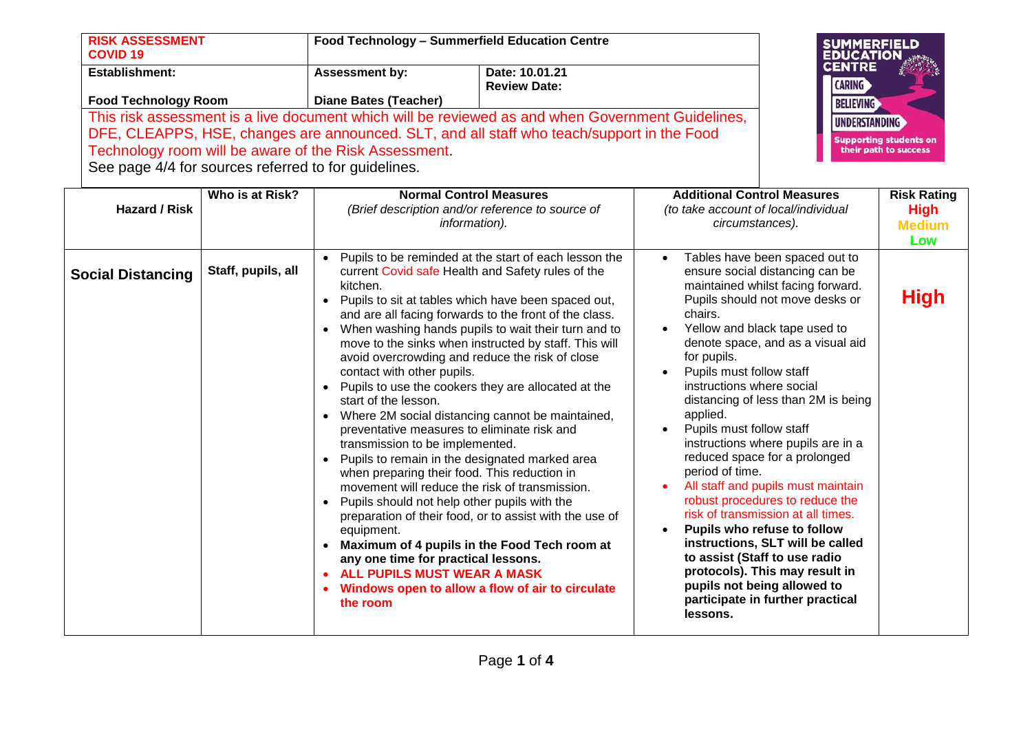| RISK ASSESSMENT COVID 19 | Food Technology – Summerfield Education Centre | |
|---|---|---|
| **Establishment:** | **Assessment by:** | **Date: 10.01.21** |
| | | **Review Date:** |
| **Food Technology Room** | **Diane Bates (Teacher)** | |

This risk assessment is a live document which will be reviewed as and when Government Guidelines, DFE, CLEAPPS, HSE, changes are announced. SLT, and all staff who teach/support in the Food Technology room will be aware of the Risk Assessment.

See page 4/4 for sources referred to for guidelines.

| Hazard / Risk | Who is at Risk? | Normal Control Measures *(Brief description and/or reference to source of information).* | Additional Control Measures *(to take account of local/individual circumstances).* | Risk Rating High Medium Low |
|---|---|---|---|---|
| **Social Distancing** | **Staff, pupils, all** | • Pupils to be reminded at the start of each lesson the current Covid safe Health and Safety rules of the kitchen.<br>• Pupils to sit at tables which have been spaced out, and are all facing forwards to the front of the class.<br>• When washing hands pupils to wait their turn and to move to the sinks when instructed by staff. This will avoid overcrowding and reduce the risk of close contact with other pupils.<br>• Pupils to use the cookers they are allocated at the start of the lesson.<br>• Where 2M social distancing cannot be maintained, preventative measures to eliminate risk and transmission to be implemented.<br>• Pupils to remain in the designated marked area when preparing their food. This reduction in movement will reduce the risk of transmission.<br>• Pupils should not help other pupils with the preparation of their food, or to assist with the use of equipment.<br>• **Maximum of 4 pupils in the Food Tech room at any one time for practical lessons.**<br>• **ALL PUPILS MUST WEAR A MASK**<br>• **Windows open to allow a flow of air to circulate the room** | • Tables have been spaced out to ensure social distancing can be maintained whilst facing forward. Pupils should not move desks or chairs.<br>• Yellow and black tape used to denote space, and as a visual aid for pupils.<br>• Pupils must follow staff instructions where social distancing of less than 2M is being applied.<br>• Pupils must follow staff instructions where pupils are in a reduced space for a prolonged period of time.<br>• All staff and pupils must maintain robust procedures to reduce the risk of transmission at all times.<br>• **Pupils who refuse to follow instructions, SLT will be called to assist (Staff to use radio protocols). This may result in pupils not being allowed to participate in further practical lessons.** | **High** |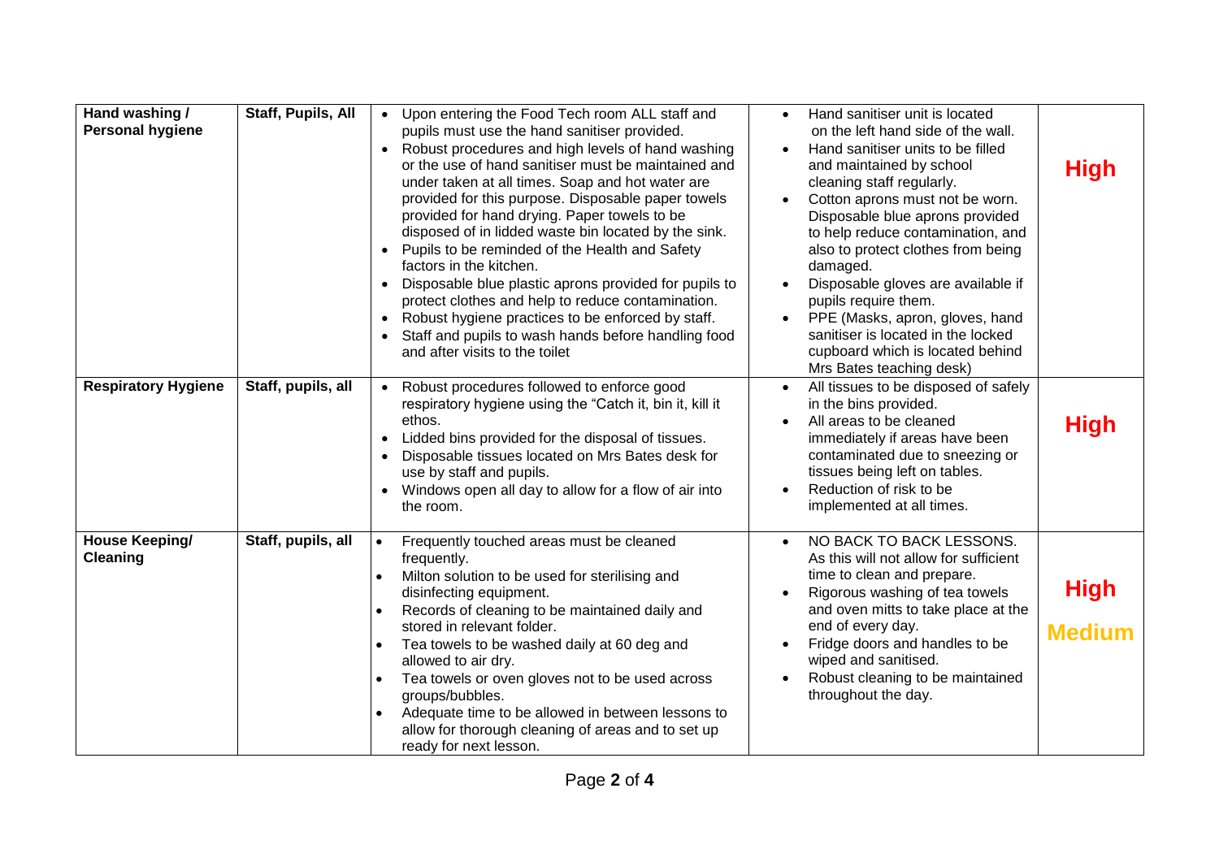| **Hand washing / Personal hygiene** | **Staff, Pupils, All** | • Upon entering the Food Tech room ALL staff and pupils must use the hand sanitiser provided.<br>• Robust procedures and high levels of hand washing or the use of hand sanitiser must be maintained and under taken at all times. Soap and hot water are provided for this purpose. Disposable paper towels provided for hand drying. Paper towels to be disposed of in lidded waste bin located by the sink.<br>• Pupils to be reminded of the Health and Safety factors in the kitchen.<br>• Disposable blue plastic aprons provided for pupils to protect clothes and help to reduce contamination.<br>• Robust hygiene practices to be enforced by staff.<br>• Staff and pupils to wash hands before handling food and after visits to the toilet | • Hand sanitiser unit is located on the left hand side of the wall.<br>• Hand sanitiser units to be filled and maintained by school cleaning staff regularly.<br>• Cotton aprons must not be worn. Disposable blue aprons provided to help reduce contamination, and also to protect clothes from being damaged.<br>• Disposable gloves are available if pupils require them.<br>• PPE (Masks, apron, gloves, hand sanitiser is located in the locked cupboard which is located behind Mrs Bates teaching desk) | **High** |
|---|---|---|---|---|
| **Respiratory Hygiene** | **Staff, pupils, all** | • Robust procedures followed to enforce good respiratory hygiene using the "Catch it, bin it, kill it ethos.<br>• Lidded bins provided for the disposal of tissues.<br>• Disposable tissues located on Mrs Bates desk for use by staff and pupils.<br>• Windows open all day to allow for a flow of air into the room. | • All tissues to be disposed of safely in the bins provided.<br>• All areas to be cleaned immediately if areas have been contaminated due to sneezing or tissues being left on tables.<br>• Reduction of risk to be implemented at all times. | **High** |
| **House Keeping/ Cleaning** | **Staff, pupils, all** | • Frequently touched areas must be cleaned frequently.<br>• Milton solution to be used for sterilising and disinfecting equipment.<br>• Records of cleaning to be maintained daily and stored in relevant folder.<br>• Tea towels to be washed daily at 60 deg and allowed to air dry.<br>• Tea towels or oven gloves not to be used across groups/bubbles.<br>• Adequate time to be allowed in between lessons to allow for thorough cleaning of areas and to set up ready for next lesson. | • NO BACK TO BACK LESSONS. As this will not allow for sufficient time to clean and prepare.<br>• Rigorous washing of tea towels and oven mitts to take place at the end of every day.<br>• Fridge doors and handles to be wiped and sanitised.<br>• Robust cleaning to be maintained throughout the day. | **High**<br>**Medium** |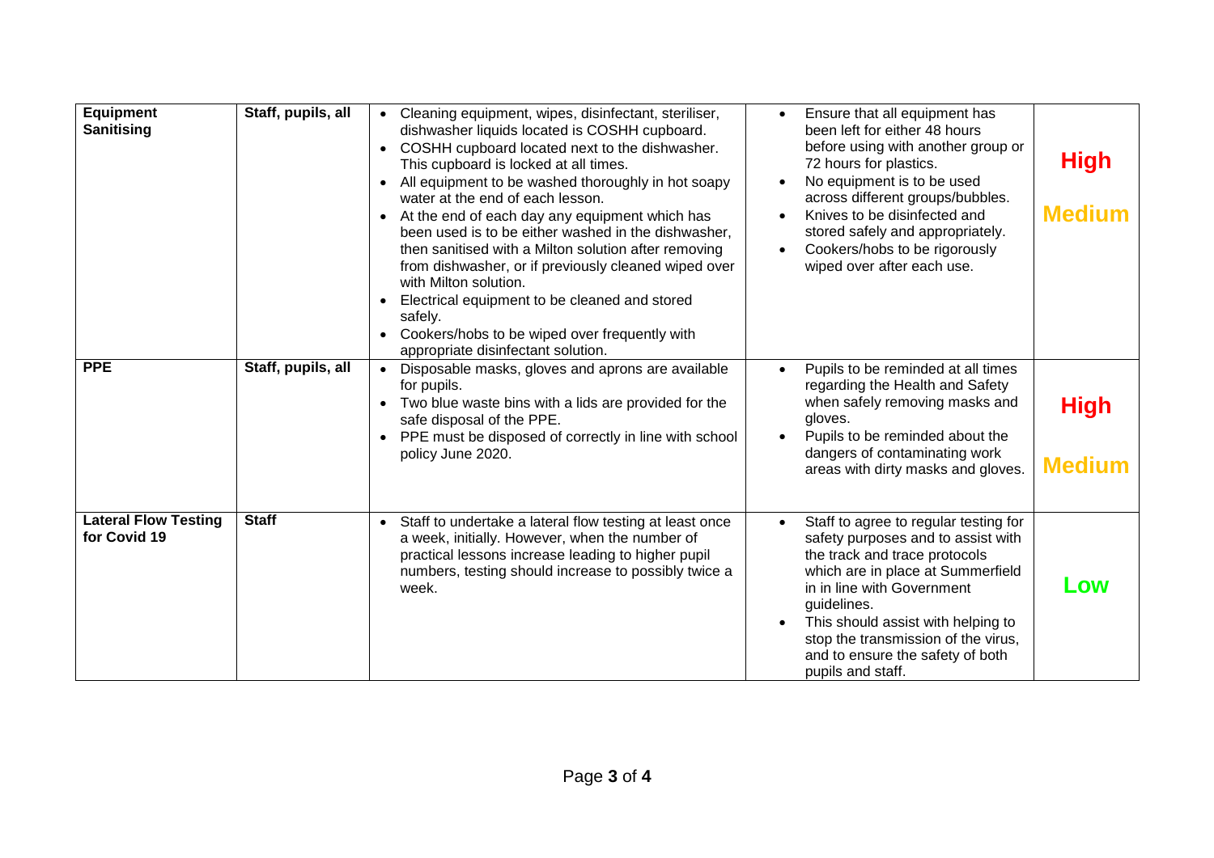| | | | | |
|---|---|---|---|---|
| **Equipment Sanitising** | Staff, pupils, all | • Cleaning equipment, wipes, disinfectant, steriliser, dishwasher liquids located is COSHH cupboard.<br>• COSHH cupboard located next to the dishwasher. This cupboard is locked at all times.<br>• All equipment to be washed thoroughly in hot soapy water at the end of each lesson.<br>• At the end of each day any equipment which has been used is to be either washed in the dishwasher, then sanitised with a Milton solution after removing from dishwasher, or if previously cleaned wiped over with Milton solution.<br>• Electrical equipment to be cleaned and stored safely.<br>• Cookers/hobs to be wiped over frequently with appropriate disinfectant solution. | • Ensure that all equipment has been left for either 48 hours before using with another group or 72 hours for plastics.<br>• No equipment is to be used across different groups/bubbles.<br>• Knives to be disinfected and stored safely and appropriately.<br>• Cookers/hobs to be rigorously wiped over after each use. | **High**<br><br>**Medium** |
| **PPE** | Staff, pupils, all | • Disposable masks, gloves and aprons are available for pupils.<br>• Two blue waste bins with a lids are provided for the safe disposal of the PPE.<br>• PPE must be disposed of correctly in line with school policy June 2020. | • Pupils to be reminded at all times regarding the Health and Safety when safely removing masks and gloves.<br>• Pupils to be reminded about the dangers of contaminating work areas with dirty masks and gloves. | **High**<br><br>**Medium** |
| **Lateral Flow Testing for Covid 19** | **Staff** | • Staff to undertake a lateral flow testing at least once a week, initially. However, when the number of practical lessons increase leading to higher pupil numbers, testing should increase to possibly twice a week. | • Staff to agree to regular testing for safety purposes and to assist with the track and trace protocols which are in place at Summerfield in in line with Government guidelines.<br>• This should assist with helping to stop the transmission of the virus, and to ensure the safety of both pupils and staff. | **Low** |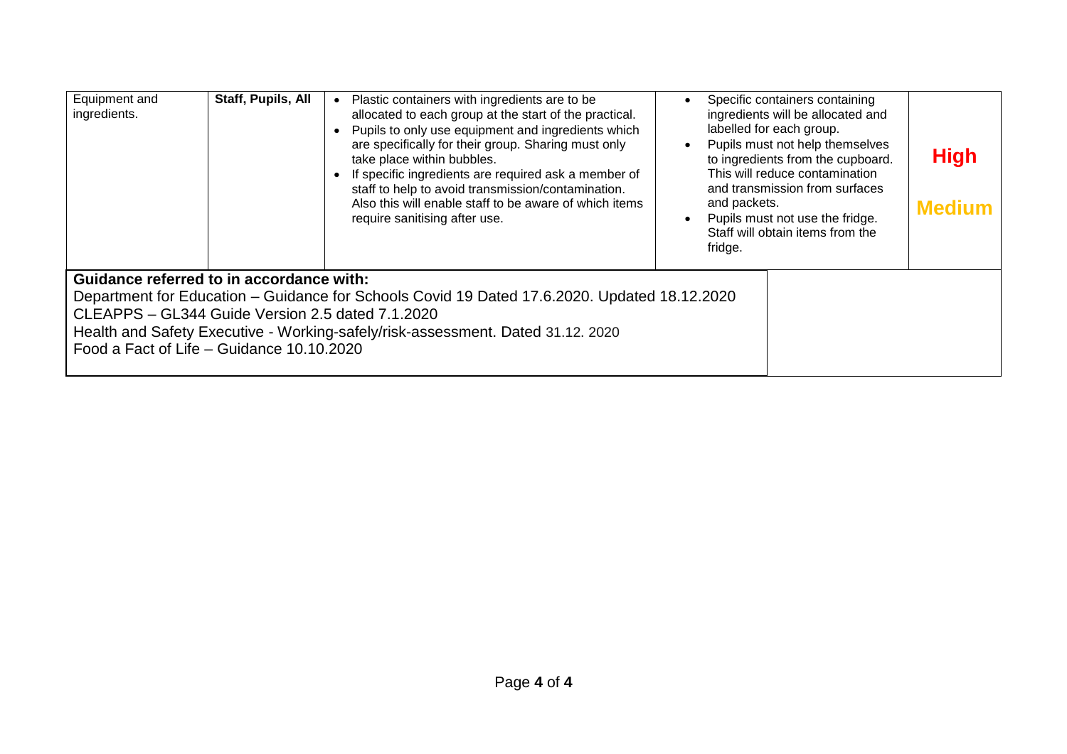| | | | | |
|---|---|---|---|---|
| Equipment and ingredients. | **Staff, Pupils, All** | • Plastic containers with ingredients are to be allocated to each group at the start of the practical.<br>• Pupils to only use equipment and ingredients which are specifically for their group. Sharing must only take place within bubbles.<br>• If specific ingredients are required ask a member of staff to help to avoid transmission/contamination. Also this will enable staff to be aware of which items require sanitising after use. | • Specific containers containing ingredients will be allocated and labelled for each group.<br>• Pupils must not help themselves to ingredients from the cupboard. This will reduce contamination and transmission from surfaces and packets.<br>• Pupils must not use the fridge. Staff will obtain items from the fridge. | **High**<br><br>**Medium** |

**Guidance referred to in accordance with:**

Department for Education – Guidance for Schools Covid 19 Dated 17.6.2020. Updated 18.12.2020
CLEAPPS – GL344 Guide Version 2.5 dated 7.1.2020
Health and Safety Executive - Working-safely/risk-assessment. Dated 31.12. 2020
Food a Fact of Life – Guidance 10.10.2020